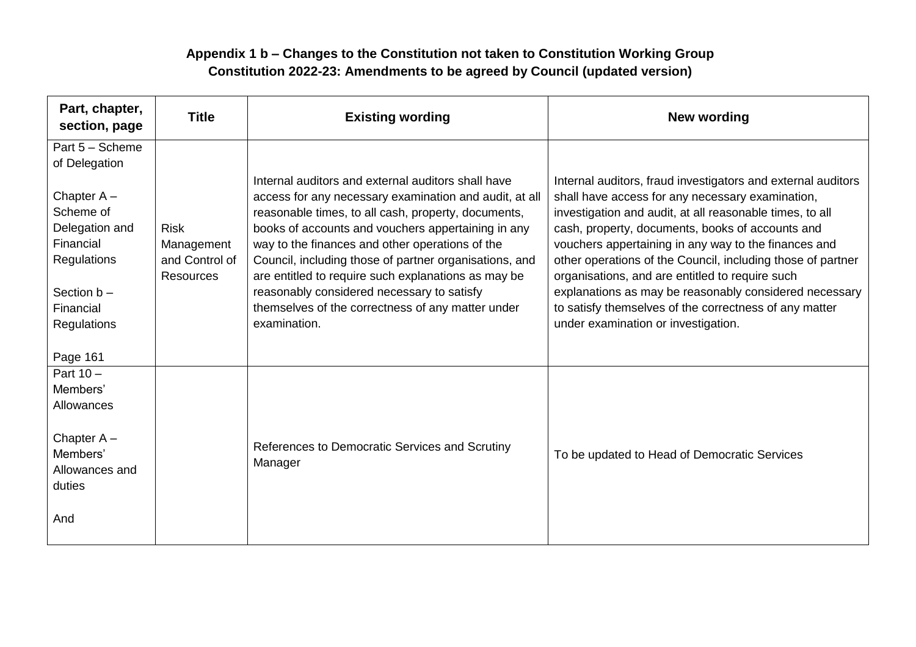**Appendix 1 b – Changes to the Constitution not taken to Constitution Working Group**
**Constitution 2022-23: Amendments to be agreed by Council (updated version)**

| Part, chapter, section, page | Title | Existing wording | New wording |
|---|---|---|---|
| Part 5 – Scheme of Delegation<br><br>Chapter A – Scheme of Delegation and Financial Regulations<br><br>Section b – Financial Regulations<br><br>Page 161 | Risk Management and Control of Resources | Internal auditors and external auditors shall have access for any necessary examination and audit, at all reasonable times, to all cash, property, documents, books of accounts and vouchers appertaining in any way to the finances and other operations of the Council, including those of partner organisations, and are entitled to require such explanations as may be reasonably considered necessary to satisfy themselves of the correctness of any matter under examination. | Internal auditors, fraud investigators and external auditors shall have access for any necessary examination, investigation and audit, at all reasonable times, to all cash, property, documents, books of accounts and vouchers appertaining in any way to the finances and other operations of the Council, including those of partner organisations, and are entitled to require such explanations as may be reasonably considered necessary to satisfy themselves of the correctness of any matter under examination or investigation. |
| Part 10 – Members' Allowances<br><br>Chapter A – Members' Allowances and duties<br><br>And | | References to Democratic Services and Scrutiny Manager | To be updated to Head of Democratic Services |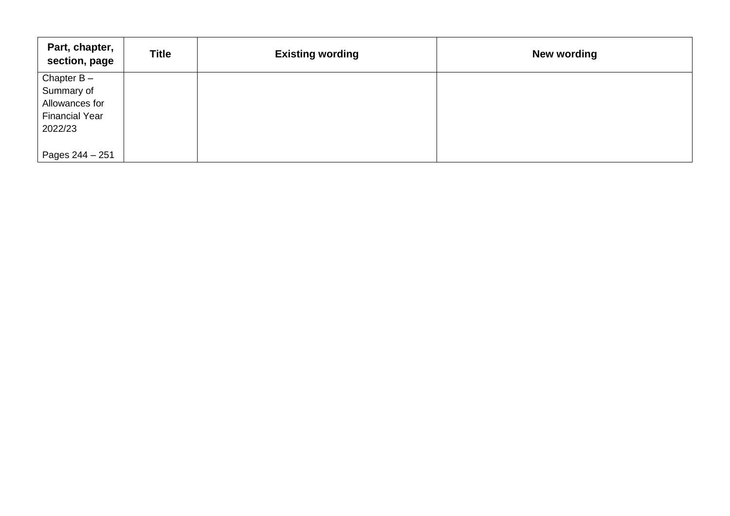| Part, chapter, section, page | Title | Existing wording | New wording |
|---|---|---|---|
| Chapter B – Summary of Allowances for Financial Year 2022/23<br><br>Pages 244 – 251 | | | |